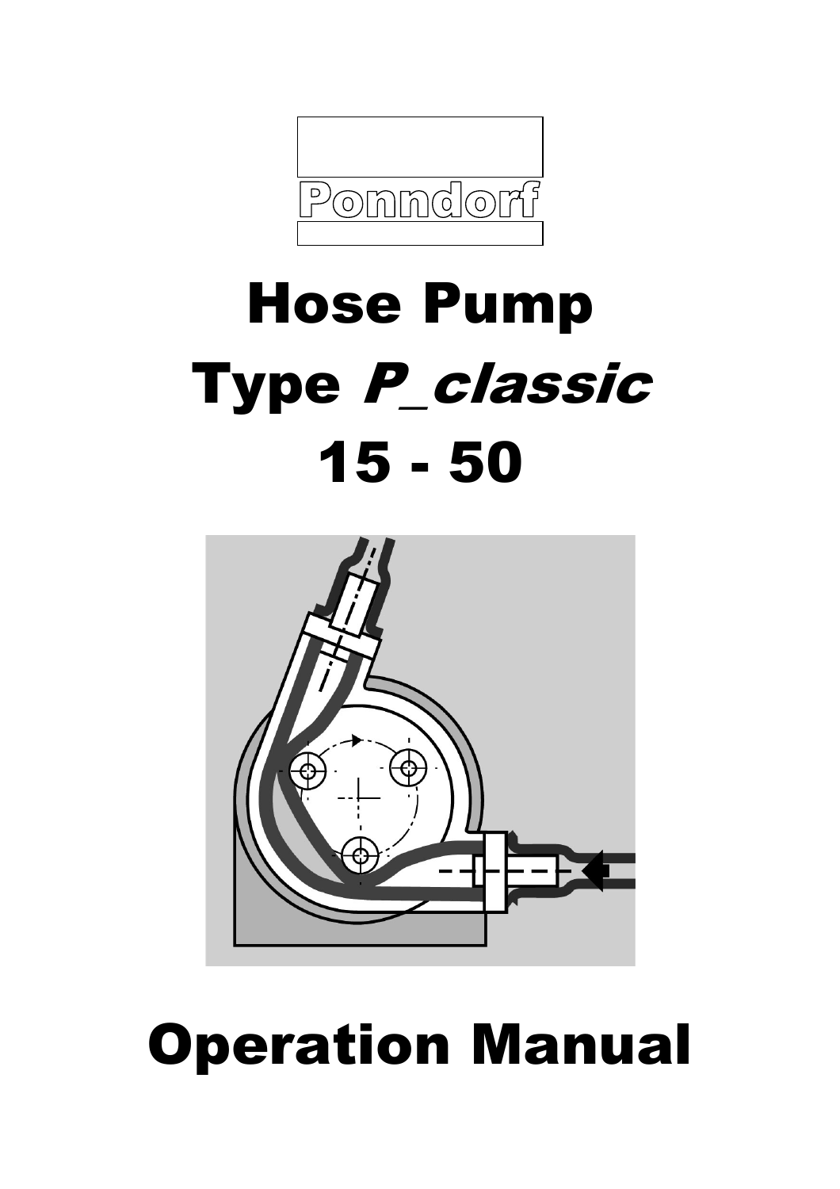Ponndorf

# Hose Pump

# Type *P_classic*

# 15 - 50

# Operation Manual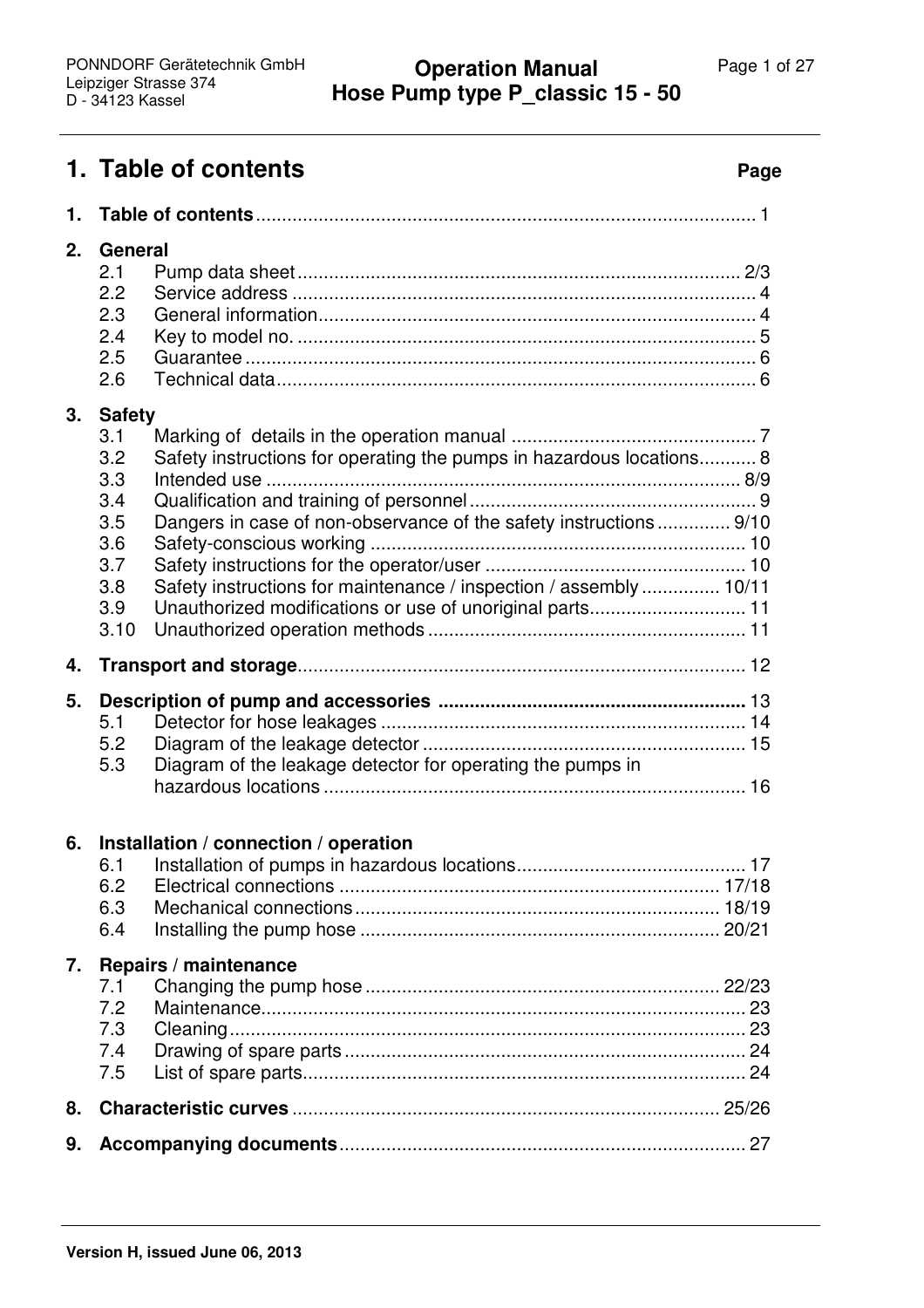# 1. Table of contents

**Page**

**1. Table of contents** .......... 1

**2. General**
- 2.1 Pump data sheet .......... 2/3
- 2.2 Service address .......... 4
- 2.3 General information .......... 4
- 2.4 Key to model no. .......... 5
- 2.5 Guarantee .......... 6
- 2.6 Technical data .......... 6

**3. Safety**
- 3.1 Marking of details in the operation manual .......... 7
- 3.2 Safety instructions for operating the pumps in hazardous locations .......... 8
- 3.3 Intended use .......... 8/9
- 3.4 Qualification and training of personnel .......... 9
- 3.5 Dangers in case of non-observance of the safety instructions .......... 9/10
- 3.6 Safety-conscious working .......... 10
- 3.7 Safety instructions for the operator/user .......... 10
- 3.8 Safety instructions for maintenance / inspection / assembly .......... 10/11
- 3.9 Unauthorized modifications or use of unoriginal parts .......... 11
- 3.10 Unauthorized operation methods .......... 11

**4. Transport and storage** .......... 12

**5. Description of pump and accessories** .......... **13**
- 5.1 Detector for hose leakages .......... 14
- 5.2 Diagram of the leakage detector .......... 15
- 5.3 Diagram of the leakage detector for operating the pumps in hazardous locations .......... 16

**6. Installation / connection / operation**
- 6.1 Installation of pumps in hazardous locations .......... 17
- 6.2 Electrical connections .......... 17/18
- 6.3 Mechanical connections .......... 18/19
- 6.4 Installing the pump hose .......... 20/21

**7. Repairs / maintenance**
- 7.1 Changing the pump hose .......... 22/23
- 7.2 Maintenance .......... 23
- 7.3 Cleaning .......... 23
- 7.4 Drawing of spare parts .......... 24
- 7.5 List of spare parts .......... 24

**8. Characteristic curves** .......... 25/26

**9. Accompanying documents** .......... 27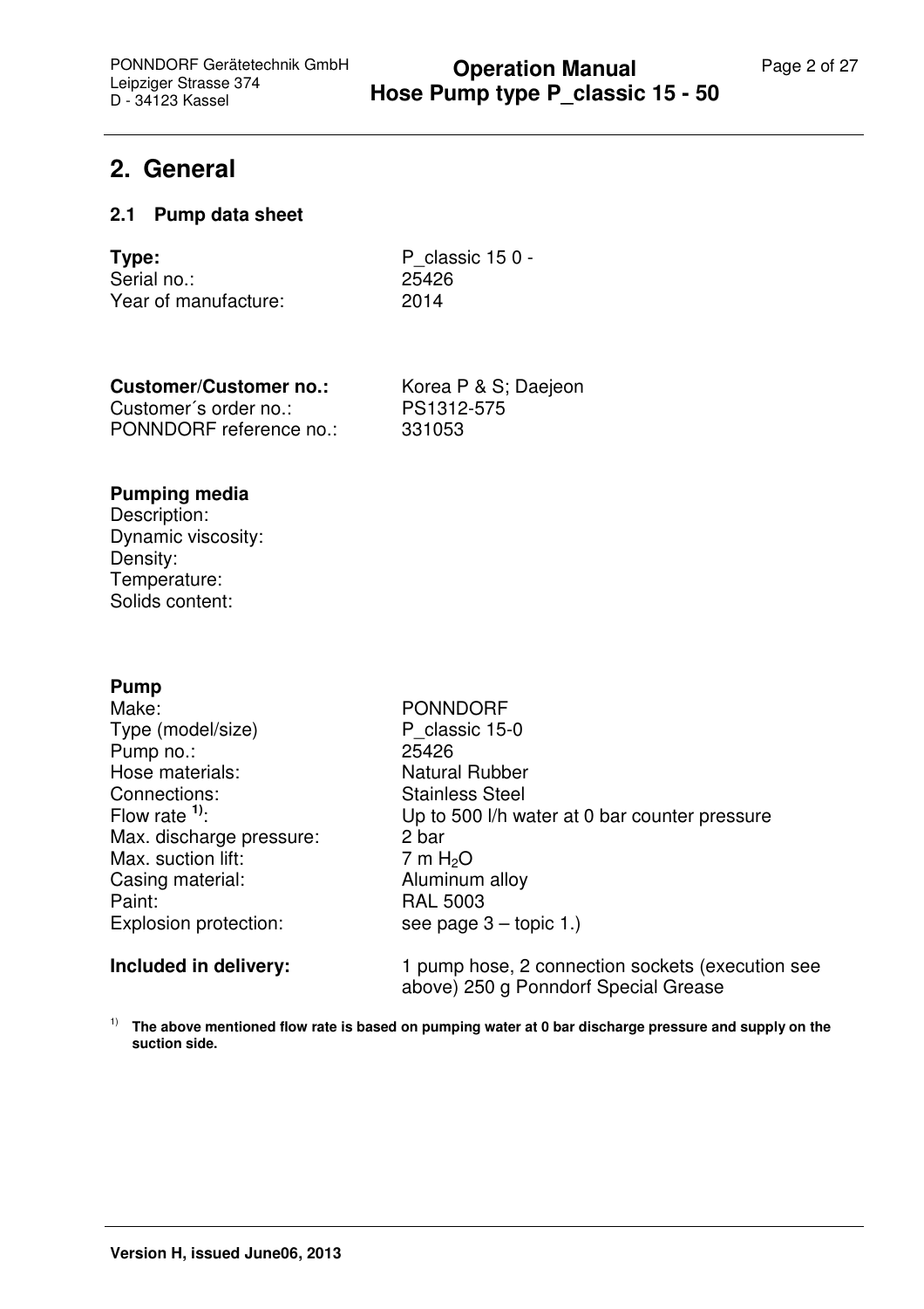## 2. General

### 2.1 Pump data sheet

| | |
|---|---|
| **Type:** | P_classic 15 0 - |
| Serial no.: | 25426 |
| Year of manufacture: | 2014 |

| | |
|---|---|
| **Customer/Customer no.:** | Korea P & S; Daejeon |
| Customer´s order no.: | PS1312-575 |
| PONNDORF reference no.: | 331053 |

**Pumping media**

Description:
Dynamic viscosity:
Density:
Temperature:
Solids content:

**Pump**

| | |
|---|---|
| Make: | PONNDORF |
| Type (model/size) | P_classic 15-0 |
| Pump no.: | 25426 |
| Hose materials: | Natural Rubber |
| Connections: | Stainless Steel |
| Flow rate [1)]: | Up to 500 l/h water at 0 bar counter pressure |
| Max. discharge pressure: | 2 bar |
| Max. suction lift: | 7 m $H_2O$ |
| Casing material: | Aluminum alloy |
| Paint: | RAL 5003 |
| Explosion protection: | see page 3 – topic 1.) |

**Included in delivery:** 1 pump hose, 2 connection sockets (execution see above) 250 g Ponndorf Special Grease

[1)] **The above mentioned flow rate is based on pumping water at 0 bar discharge pressure and supply on the suction side.**

**Version H, issued June06, 2013**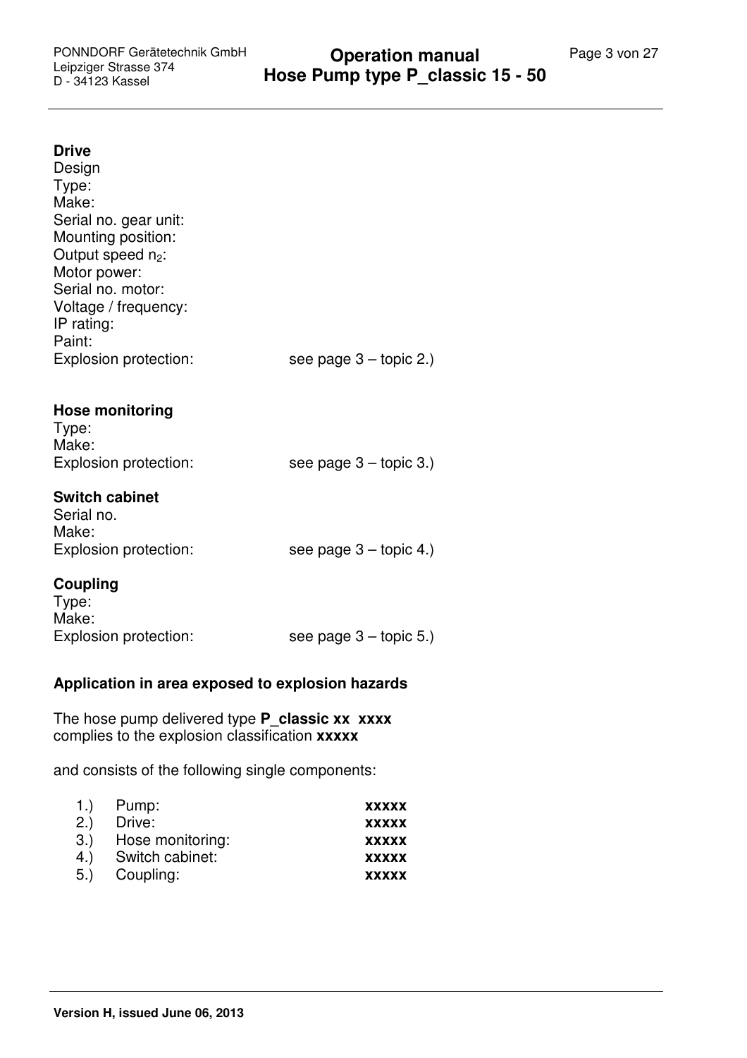**Drive**

Design
Type:
Make:
Serial no. gear unit:
Mounting position:
Output speed $n_2$:
Motor power:
Serial no. motor:
Voltage / frequency:
IP rating:
Paint:
Explosion protection: see page 3 – topic 2.)

**Hose monitoring**

Type:
Make:
Explosion protection: see page 3 – topic 3.)

**Switch cabinet**

Serial no.
Make:
Explosion protection: see page 3 – topic 4.)

**Coupling**

Type:
Make:
Explosion protection: see page 3 – topic 5.)

**Application in area exposed to explosion hazards**

The hose pump delivered type **P_classic xx xxxx**
complies to the explosion classification **xxxxx**

and consists of the following single components:

| | | |
|---|---|---|
| 1.) | Pump: | **xxxxx** |
| 2.) | Drive: | **xxxxx** |
| 3.) | Hose monitoring: | **xxxxx** |
| 4.) | Switch cabinet: | **xxxxx** |
| 5.) | Coupling: | **xxxxx** |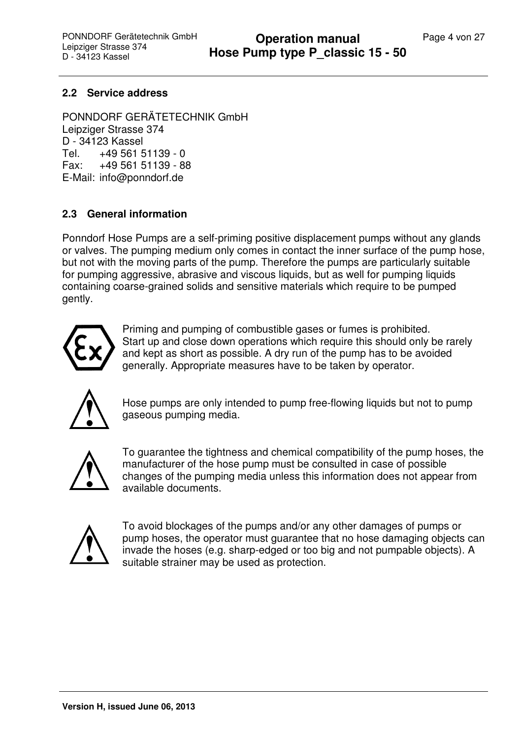## 2.2 Service address

PONNDORF GERÄTETECHNIK GmbH
Leipziger Strasse 374
D - 34123 Kassel
Tel. +49 561 51139 - 0
Fax: +49 561 51139 - 88
E-Mail: info@ponndorf.de

## 2.3 General information

Ponndorf Hose Pumps are a self-priming positive displacement pumps without any glands or valves. The pumping medium only comes in contact the inner surface of the pump hose, but not with the moving parts of the pump. Therefore the pumps are particularly suitable for pumping aggressive, abrasive and viscous liquids, but as well for pumping liquids containing coarse-grained solids and sensitive materials which require to be pumped gently.

Priming and pumping of combustible gases or fumes is prohibited.
Start up and close down operations which require this should only be rarely and kept as short as possible. A dry run of the pump has to be avoided generally. Appropriate measures have to be taken by operator.

Hose pumps are only intended to pump free-flowing liquids but not to pump gaseous pumping media.

To guarantee the tightness and chemical compatibility of the pump hoses, the manufacturer of the hose pump must be consulted in case of possible changes of the pumping media unless this information does not appear from available documents.

To avoid blockages of the pumps and/or any other damages of pumps or pump hoses, the operator must guarantee that no hose damaging objects can invade the hoses (e.g. sharp-edged or too big and not pumpable objects). A suitable strainer may be used as protection.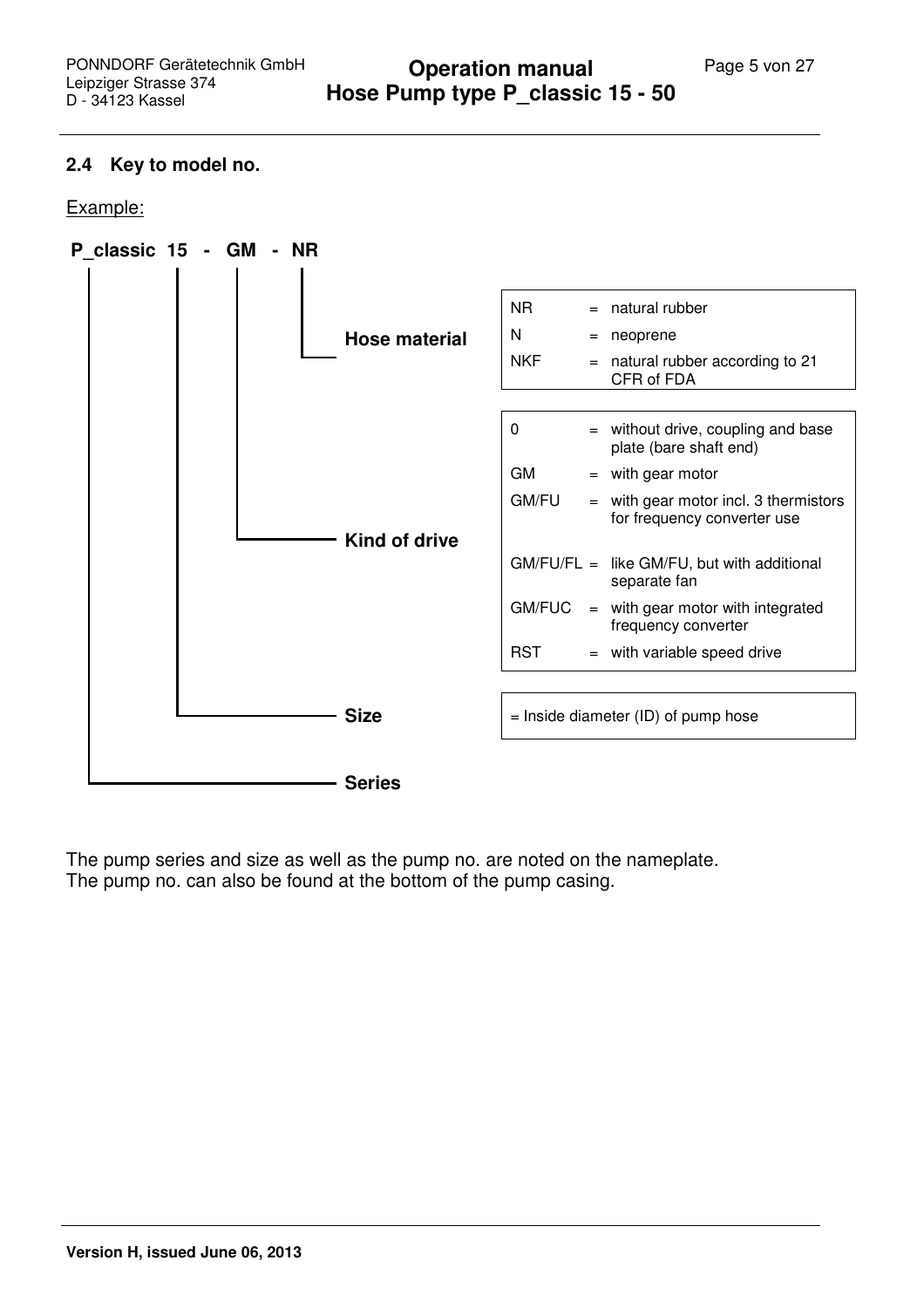## 2.4 Key to model no.

Example:

**P_classic 15 - GM - NR**

- **Hose material** (NR)
- **Kind of drive** (GM)
- **Size** (15)
- **Series** (P_classic)

**Hose material**

| Code | | Description |
|---|---|---|
| NR | = | natural rubber |
| N | = | neoprene |
| NKF | = | natural rubber according to 21 CFR of FDA |

**Kind of drive**

| Code | | Description |
|---|---|---|
| 0 | = | without drive, coupling and base plate (bare shaft end) |
| GM | = | with gear motor |
| GM/FU | = | with gear motor incl. 3 thermistors for frequency converter use |
| GM/FU/FL | = | like GM/FU, but with additional separate fan |
| GM/FUC | = | with gear motor with integrated frequency converter |
| RST | = | with variable speed drive |

**Size**

= Inside diameter (ID) of pump hose

**Series**

The pump series and size as well as the pump no. are noted on the nameplate.
The pump no. can also be found at the bottom of the pump casing.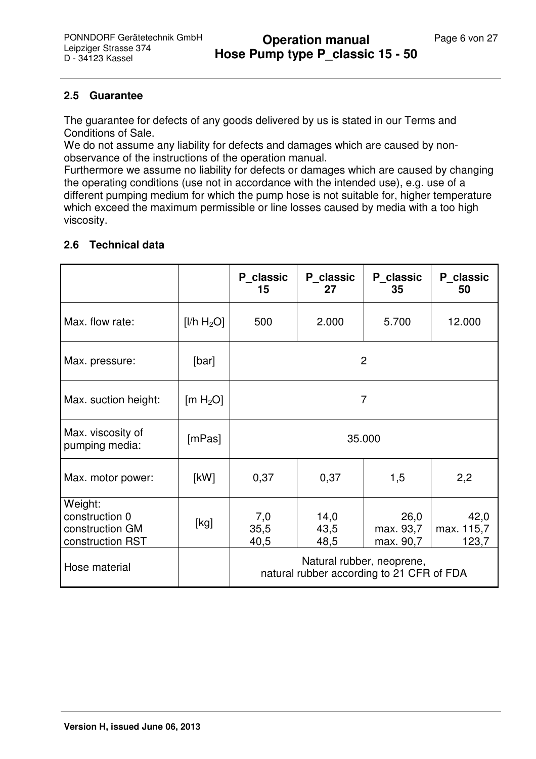## 2.5 Guarantee

The guarantee for defects of any goods delivered by us is stated in our Terms and Conditions of Sale.
We do not assume any liability for defects and damages which are caused by non-observance of the instructions of the operation manual.
Furthermore we assume no liability for defects or damages which are caused by changing the operating conditions (use not in accordance with the intended use), e.g. use of a different pumping medium for which the pump hose is not suitable for, higher temperature which exceed the maximum permissible or line losses caused by media with a too high viscosity.

## 2.6 Technical data

| | | P_classic 15 | P_classic 27 | P_classic 35 | P_classic 50 |
|---|---|---|---|---|---|
| Max. flow rate: | [l/h $H_2O$] | 500 | 2.000 | 5.700 | 12.000 |
| Max. pressure: | [bar] | 2 | | | |
| Max. suction height: | [m $H_2O$] | 7 | | | |
| Max. viscosity of pumping media: | [mPas] | 35.000 | | | |
| Max. motor power: | [kW] | 0,37 | 0,37 | 1,5 | 2,2 |
| Weight:<br>construction 0<br>construction GM<br>construction RST | [kg] | <br>7,0<br>35,5<br>40,5 | <br>14,0<br>43,5<br>48,5 | <br>26,0<br>max. 93,7<br>max. 90,7 | <br>42,0<br>max. 115,7<br>123,7 |
| Hose material | | Natural rubber, neoprene,<br>natural rubber according to 21 CFR of FDA | | | |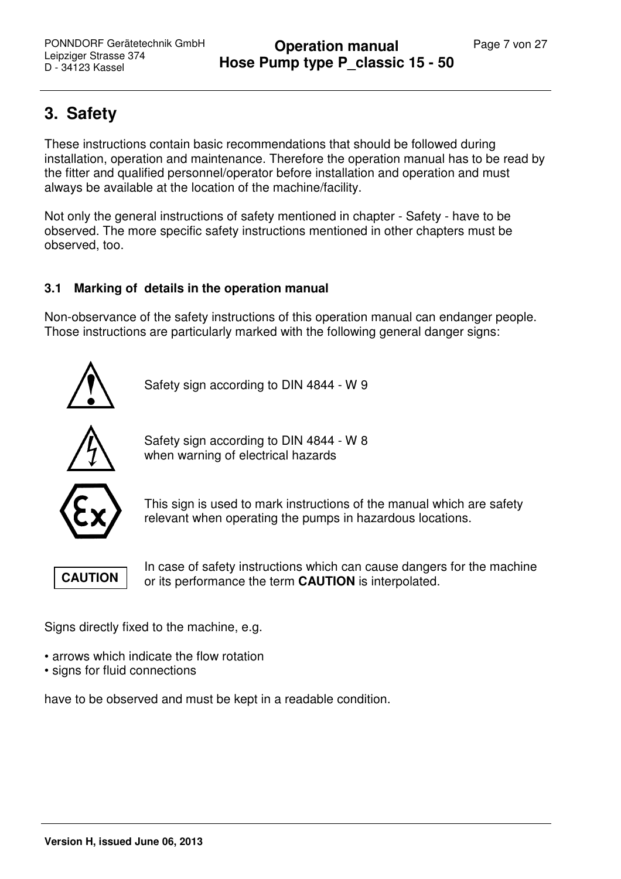# 3. Safety

These instructions contain basic recommendations that should be followed during installation, operation and maintenance. Therefore the operation manual has to be read by the fitter and qualified personnel/operator before installation and operation and must always be available at the location of the machine/facility.

Not only the general instructions of safety mentioned in chapter - Safety - have to be observed. The more specific safety instructions mentioned in other chapters must be observed, too.

### 3.1 Marking of details in the operation manual

Non-observance of the safety instructions of this operation manual can endanger people. Those instructions are particularly marked with the following general danger signs:

Safety sign according to DIN 4844 - W 9

Safety sign according to DIN 4844 - W 8
when warning of electrical hazards

This sign is used to mark instructions of the manual which are safety relevant when operating the pumps in hazardous locations.

**CAUTION** In case of safety instructions which can cause dangers for the machine or its performance the term **CAUTION** is interpolated.

Signs directly fixed to the machine, e.g.

- arrows which indicate the flow rotation
- signs for fluid connections

have to be observed and must be kept in a readable condition.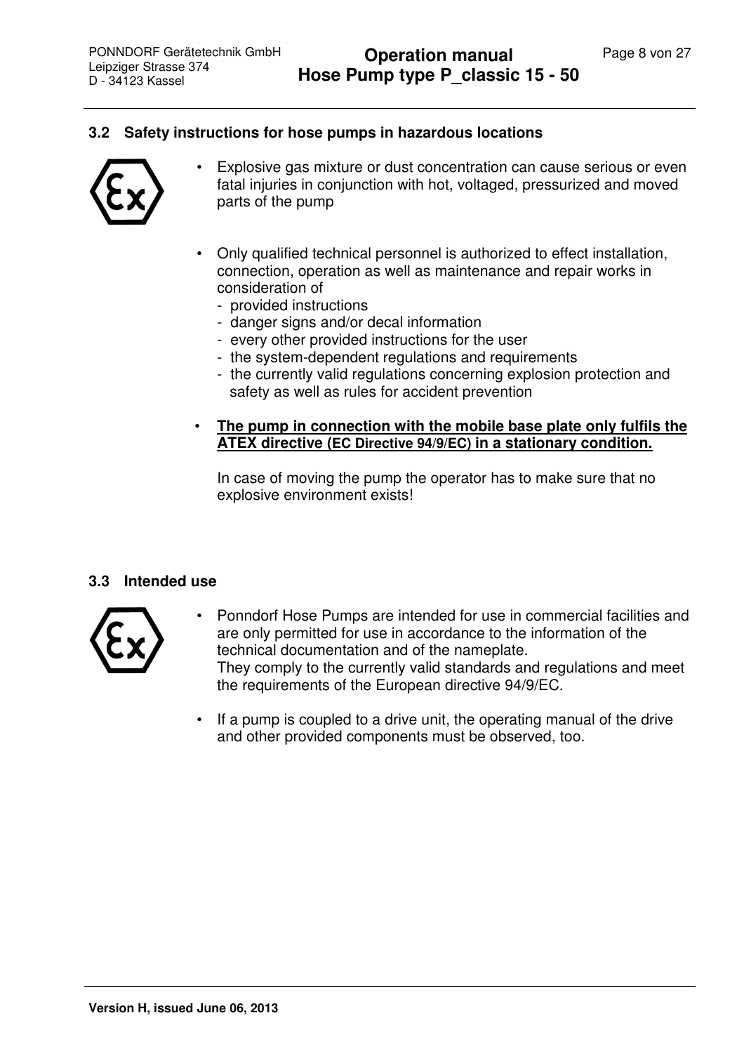### 3.2 Safety instructions for hose pumps in hazardous locations

- Explosive gas mixture or dust concentration can cause serious or even fatal injuries in conjunction with hot, voltaged, pressurized and moved parts of the pump

- Only qualified technical personnel is authorized to effect installation, connection, operation as well as maintenance and repair works in consideration of
  - provided instructions
  - danger signs and/or decal information
  - every other provided instructions for the user
  - the system-dependent regulations and requirements
  - the currently valid regulations concerning explosion protection and safety as well as rules for accident prevention

- **The pump in connection with the mobile base plate only fulfils the ATEX directive (EC Directive 94/9/EC) in a stationary condition.**

  In case of moving the pump the operator has to make sure that no explosive environment exists!

### 3.3 Intended use

- Ponndorf Hose Pumps are intended for use in commercial facilities and are only permitted for use in accordance to the information of the technical documentation and of the nameplate.
  They comply to the currently valid standards and regulations and meet the requirements of the European directive 94/9/EC.

- If a pump is coupled to a drive unit, the operating manual of the drive and other provided components must be observed, too.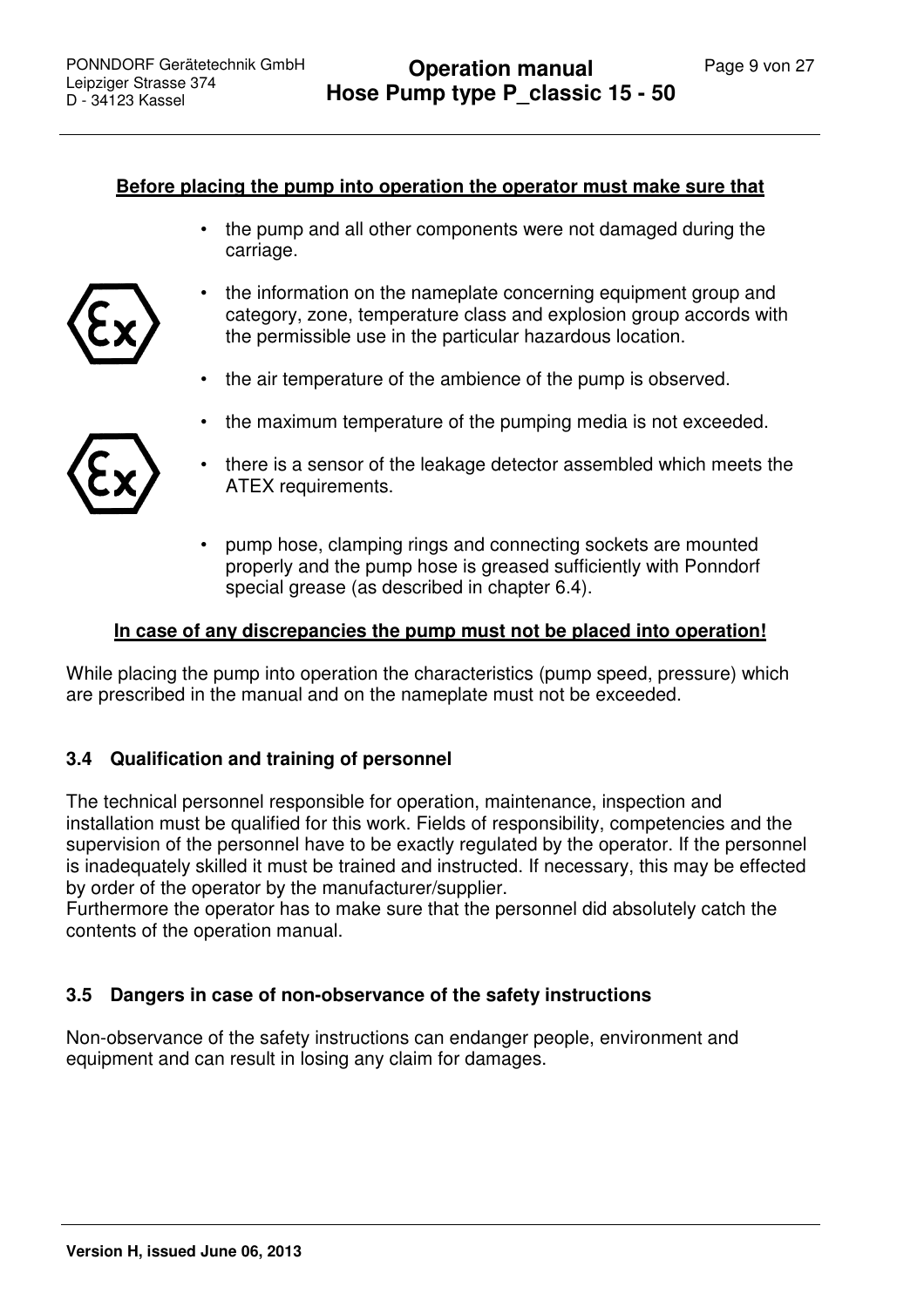**Before placing the pump into operation the operator must make sure that**

- the pump and all other components were not damaged during the carriage.
- the information on the nameplate concerning equipment group and category, zone, temperature class and explosion group accords with the permissible use in the particular hazardous location.
- the air temperature of the ambience of the pump is observed.
- the maximum temperature of the pumping media is not exceeded.
- there is a sensor of the leakage detector assembled which meets the ATEX requirements.
- pump hose, clamping rings and connecting sockets are mounted properly and the pump hose is greased sufficiently with Ponndorf special grease (as described in chapter 6.4).

**In case of any discrepancies the pump must not be placed into operation!**

While placing the pump into operation the characteristics (pump speed, pressure) which are prescribed in the manual and on the nameplate must not be exceeded.

### 3.4 Qualification and training of personnel

The technical personnel responsible for operation, maintenance, inspection and installation must be qualified for this work. Fields of responsibility, competencies and the supervision of the personnel have to be exactly regulated by the operator. If the personnel is inadequately skilled it must be trained and instructed. If necessary, this may be effected by order of the operator by the manufacturer/supplier.
Furthermore the operator has to make sure that the personnel did absolutely catch the contents of the operation manual.

### 3.5 Dangers in case of non-observance of the safety instructions

Non-observance of the safety instructions can endanger people, environment and equipment and can result in losing any claim for damages.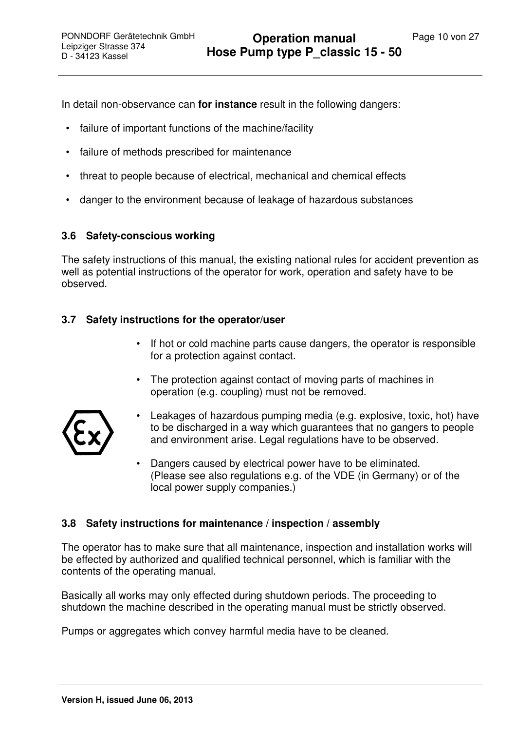In detail non-observance can **for instance** result in the following dangers:

- failure of important functions of the machine/facility
- failure of methods prescribed for maintenance
- threat to people because of electrical, mechanical and chemical effects
- danger to the environment because of leakage of hazardous substances

### 3.6 Safety-conscious working

The safety instructions of this manual, the existing national rules for accident prevention as well as potential instructions of the operator for work, operation and safety have to be observed.

### 3.7 Safety instructions for the operator/user

- If hot or cold machine parts cause dangers, the operator is responsible for a protection against contact.
- The protection against contact of moving parts of machines in operation (e.g. coupling) must not be removed.
- Leakages of hazardous pumping media (e.g. explosive, toxic, hot) have to be discharged in a way which guarantees that no gangers to people and environment arise. Legal regulations have to be observed.
- Dangers caused by electrical power have to be eliminated. (Please see also regulations e.g. of the VDE (in Germany) or of the local power supply companies.)

### 3.8 Safety instructions for maintenance / inspection / assembly

The operator has to make sure that all maintenance, inspection and installation works will be effected by authorized and qualified technical personnel, which is familiar with the contents of the operating manual.

Basically all works may only effected during shutdown periods. The proceeding to shutdown the machine described in the operating manual must be strictly observed.

Pumps or aggregates which convey harmful media have to be cleaned.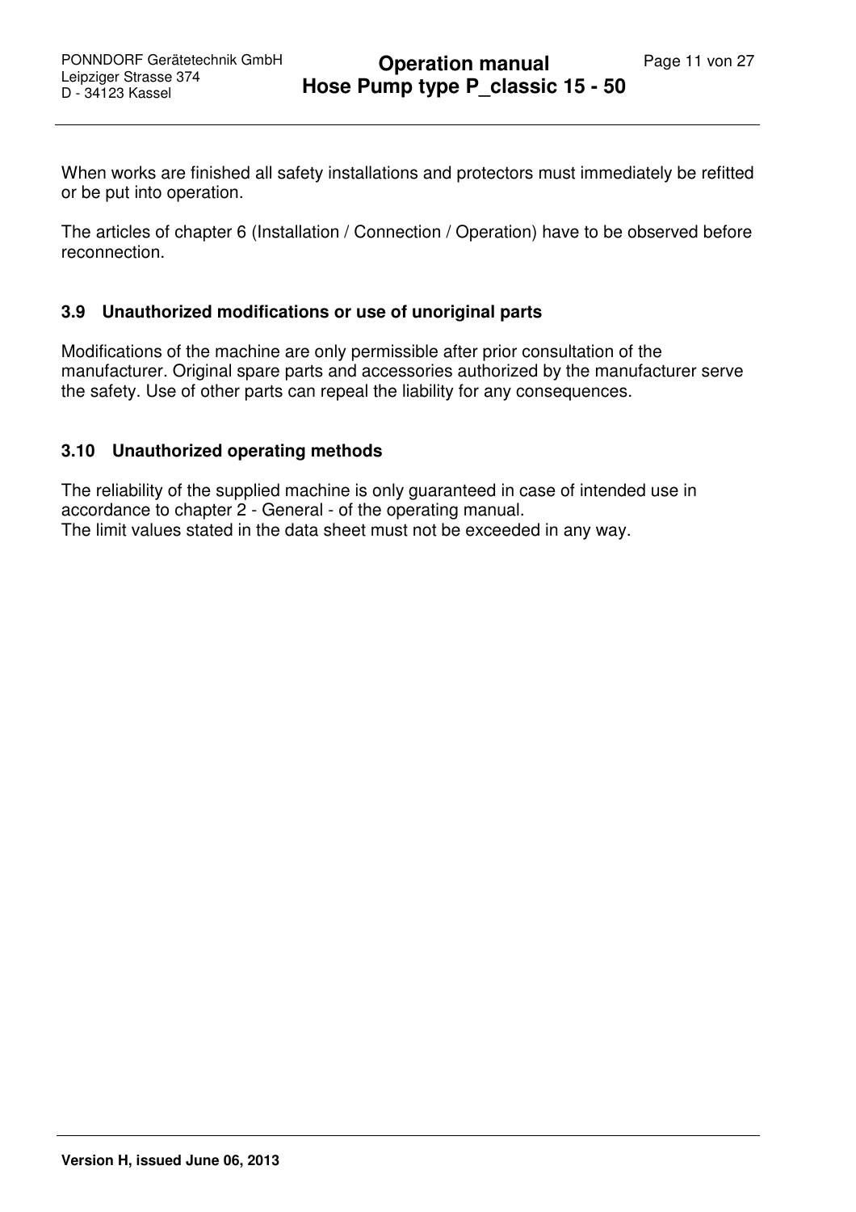When works are finished all safety installations and protectors must immediately be refitted or be put into operation.

The articles of chapter 6 (Installation / Connection / Operation) have to be observed before reconnection.

### 3.9 Unauthorized modifications or use of unoriginal parts

Modifications of the machine are only permissible after prior consultation of the manufacturer. Original spare parts and accessories authorized by the manufacturer serve the safety. Use of other parts can repeal the liability for any consequences.

### 3.10 Unauthorized operating methods

The reliability of the supplied machine is only guaranteed in case of intended use in accordance to chapter 2 - General - of the operating manual.
The limit values stated in the data sheet must not be exceeded in any way.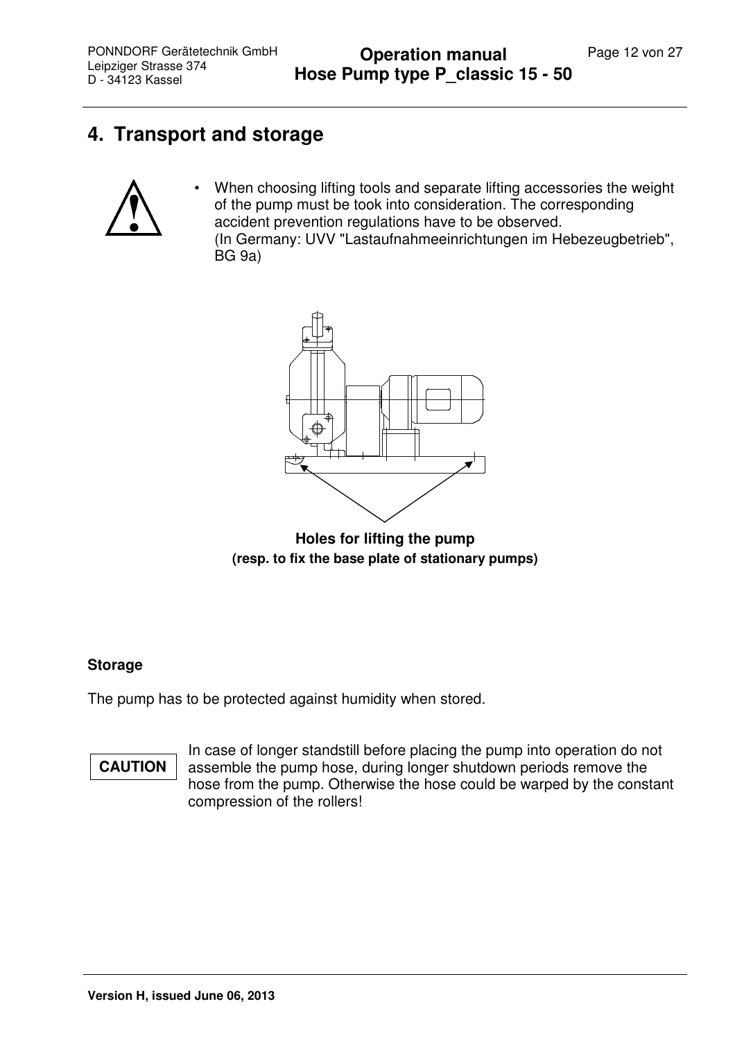# 4. Transport and storage

- When choosing lifting tools and separate lifting accessories the weight of the pump must be took into consideration. The corresponding accident prevention regulations have to be observed.
(In Germany: UVV "Lastaufnahmeeinrichtungen im Hebezeugbetrieb", BG 9a)

**Holes for lifting the pump**
**(resp. to fix the base plate of stationary pumps)**

**Storage**

The pump has to be protected against humidity when stored.

**CAUTION**

In case of longer standstill before placing the pump into operation do not assemble the pump hose, during longer shutdown periods remove the hose from the pump. Otherwise the hose could be warped by the constant compression of the rollers!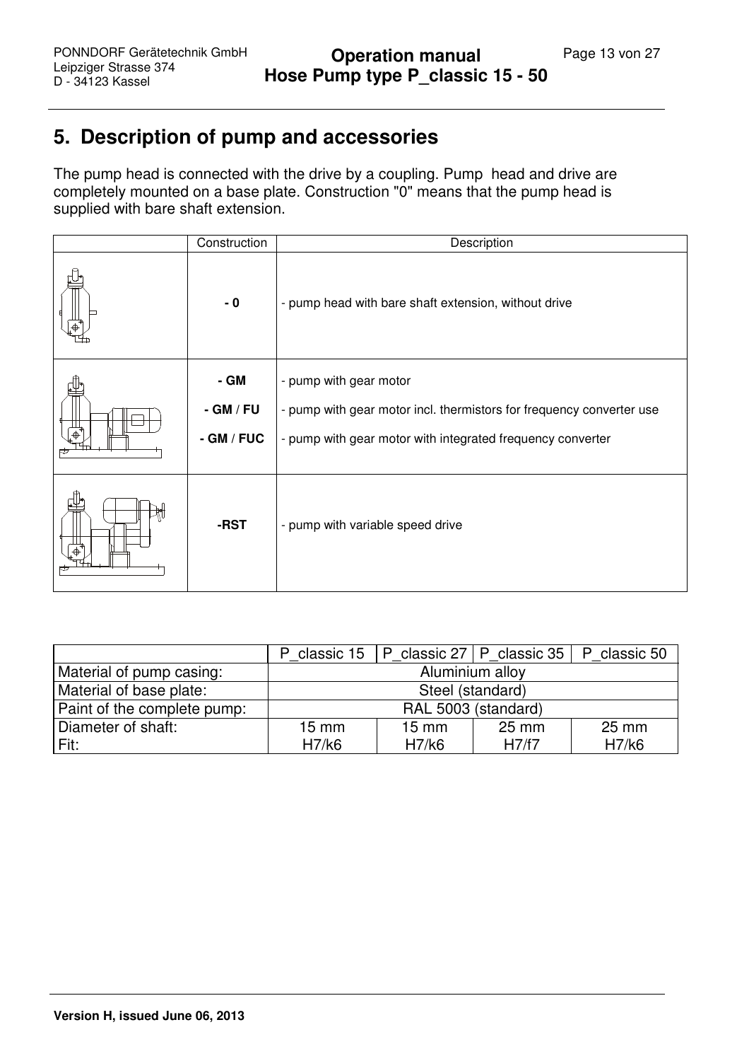# 5. Description of pump and accessories

The pump head is connected with the drive by a coupling. Pump head and drive are completely mounted on a base plate. Construction "0" means that the pump head is supplied with bare shaft extension.

| | Construction | Description |
|---|---|---|
| | - 0 | - pump head with bare shaft extension, without drive |
| | - GM<br>- GM / FU<br>- GM / FUC | - pump with gear motor<br>- pump with gear motor incl. thermistors for frequency converter use<br>- pump with gear motor with integrated frequency converter |
| | -RST | - pump with variable speed drive |

| | P_classic 15 | P_classic 27 | P_classic 35 | P_classic 50 |
|---|---|---|---|---|
| Material of pump casing: | Aluminium alloy | | | |
| Material of base plate: | Steel (standard) | | | |
| Paint of the complete pump: | RAL 5003 (standard) | | | |
| Diameter of shaft:<br>Fit: | 15 mm<br>H7/k6 | 15 mm<br>H7/k6 | 25 mm<br>H7/f7 | 25 mm<br>H7/k6 |

**Version H, issued June 06, 2013**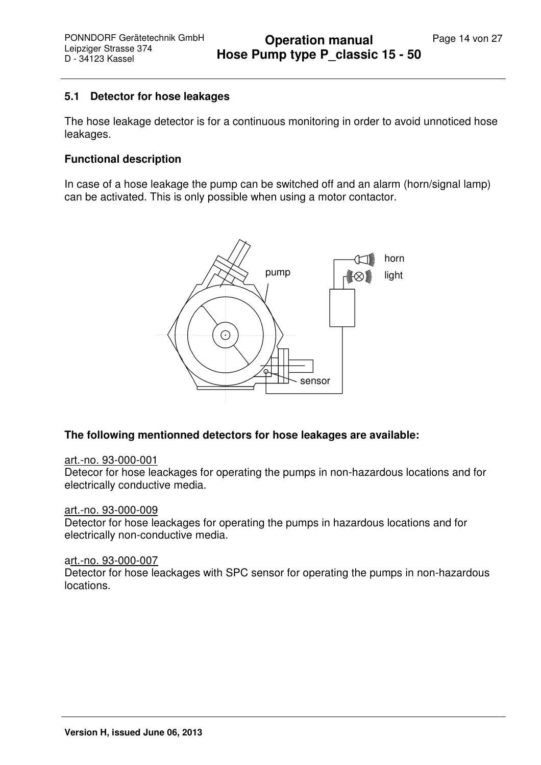## 5.1 Detector for hose leakages

The hose leakage detector is for a continuous monitoring in order to avoid unnoticed hose leakages.

**Functional description**

In case of a hose leakage the pump can be switched off and an alarm (horn/signal lamp) can be activated. This is only possible when using a motor contactor.

**The following mentionned detectors for hose leakages are available:**

art.-no. 93-000-001
Detecor for hose leackages for operating the pumps in non-hazardous locations and for electrically conductive media.

art.-no. 93-000-009
Detector for hose leackages for operating the pumps in hazardous locations and for electrically non-conductive media.

art.-no. 93-000-007
Detector for hose leackages with SPC sensor for operating the pumps in non-hazardous locations.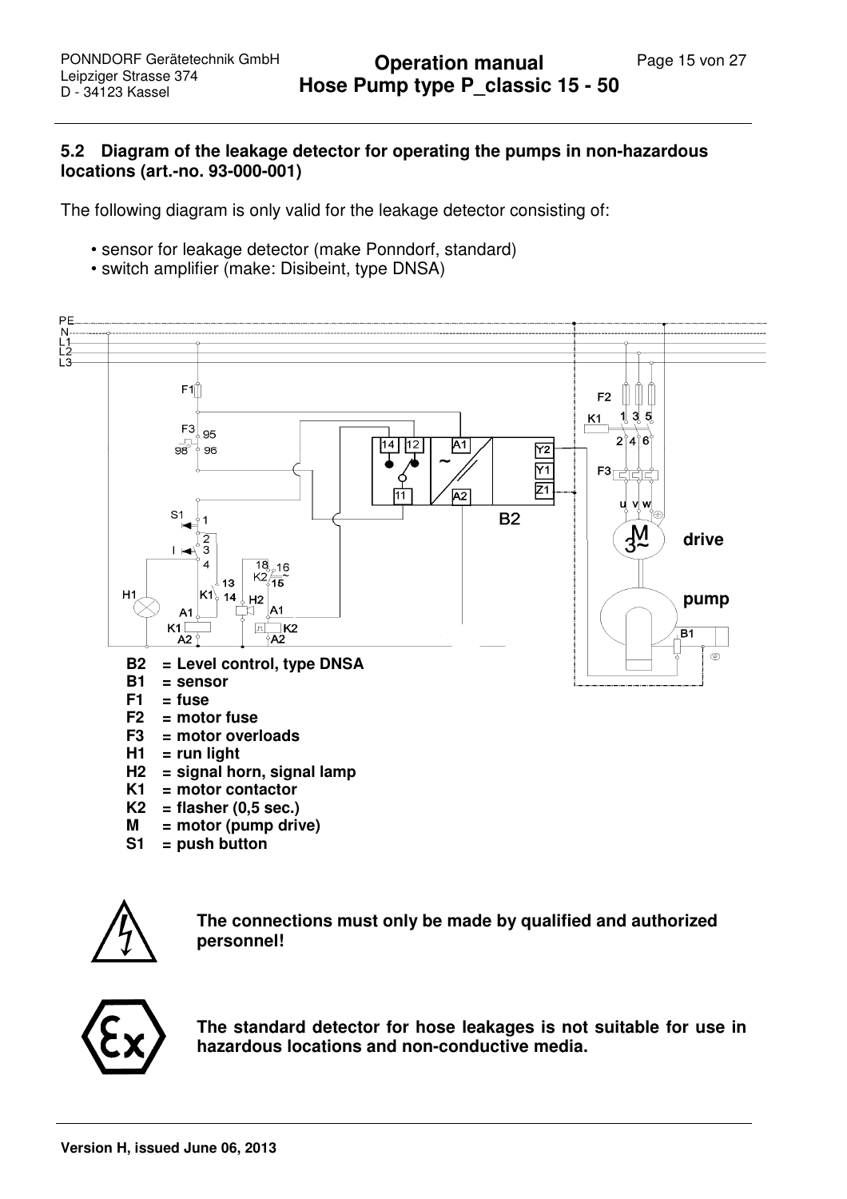## 5.2 Diagram of the leakage detector for operating the pumps in non-hazardous locations (art.-no. 93-000-001)

The following diagram is only valid for the leakage detector consisting of:

- sensor for leakage detector (make Ponndorf, standard)
- switch amplifier (make: Disibeint, type DNSA)

**B2 = Level control, type DNSA**
**B1 = sensor**
**F1 = fuse**
**F2 = motor fuse**
**F3 = motor overloads**
**H1 = run light**
**H2 = signal horn, signal lamp**
**K1 = motor contactor**
**K2 = flasher (0,5 sec.)**
**M = motor (pump drive)**
**S1 = push button**

**The connections must only be made by qualified and authorized personnel!**

**The standard detector for hose leakages is not suitable for use in hazardous locations and non-conductive media.**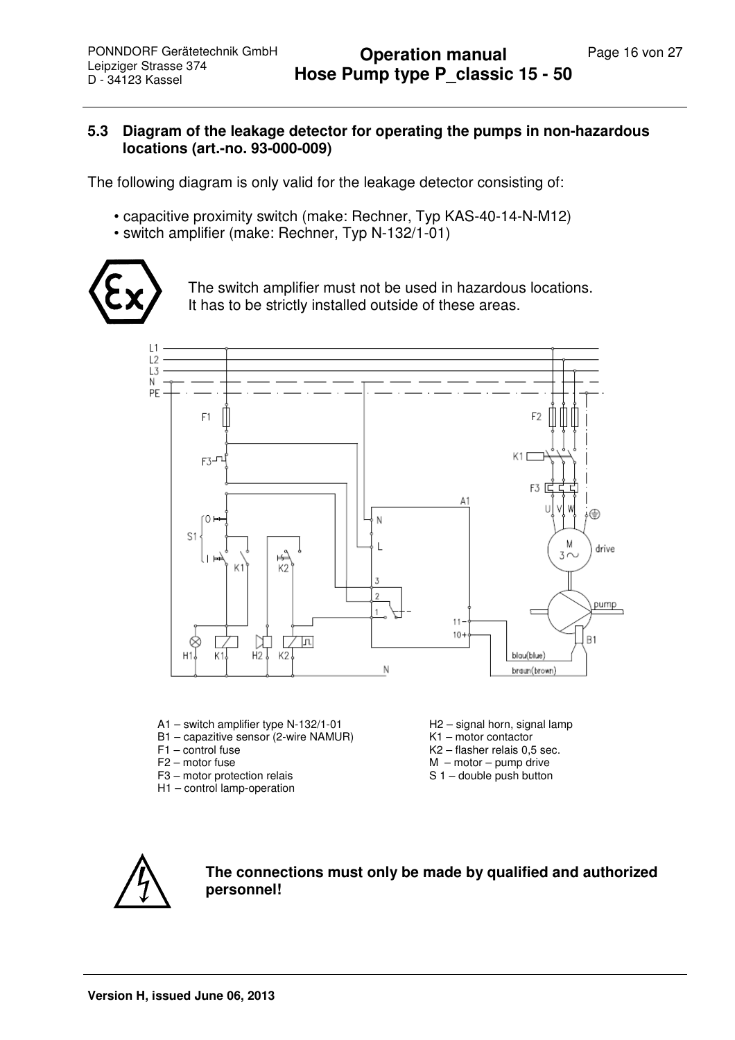## 5.3 Diagram of the leakage detector for operating the pumps in non-hazardous locations (art.-no. 93-000-009)

The following diagram is only valid for the leakage detector consisting of:

- capacitive proximity switch (make: Rechner, Typ KAS-40-14-N-M12)
- switch amplifier (make: Rechner, Typ N-132/1-01)

The switch amplifier must not be used in hazardous locations. It has to be strictly installed outside of these areas.

A1 – switch amplifier type N-132/1-01
B1 – capazitive sensor (2-wire NAMUR)
F1 – control fuse
F2 – motor fuse
F3 – motor protection relais
H1 – control lamp-operation
H2 – signal horn, signal lamp
K1 – motor contactor
K2 – flasher relais 0,5 sec.
M – motor – pump drive
S 1 – double push button

**The connections must only be made by qualified and authorized personnel!**

Version H, issued June 06, 2013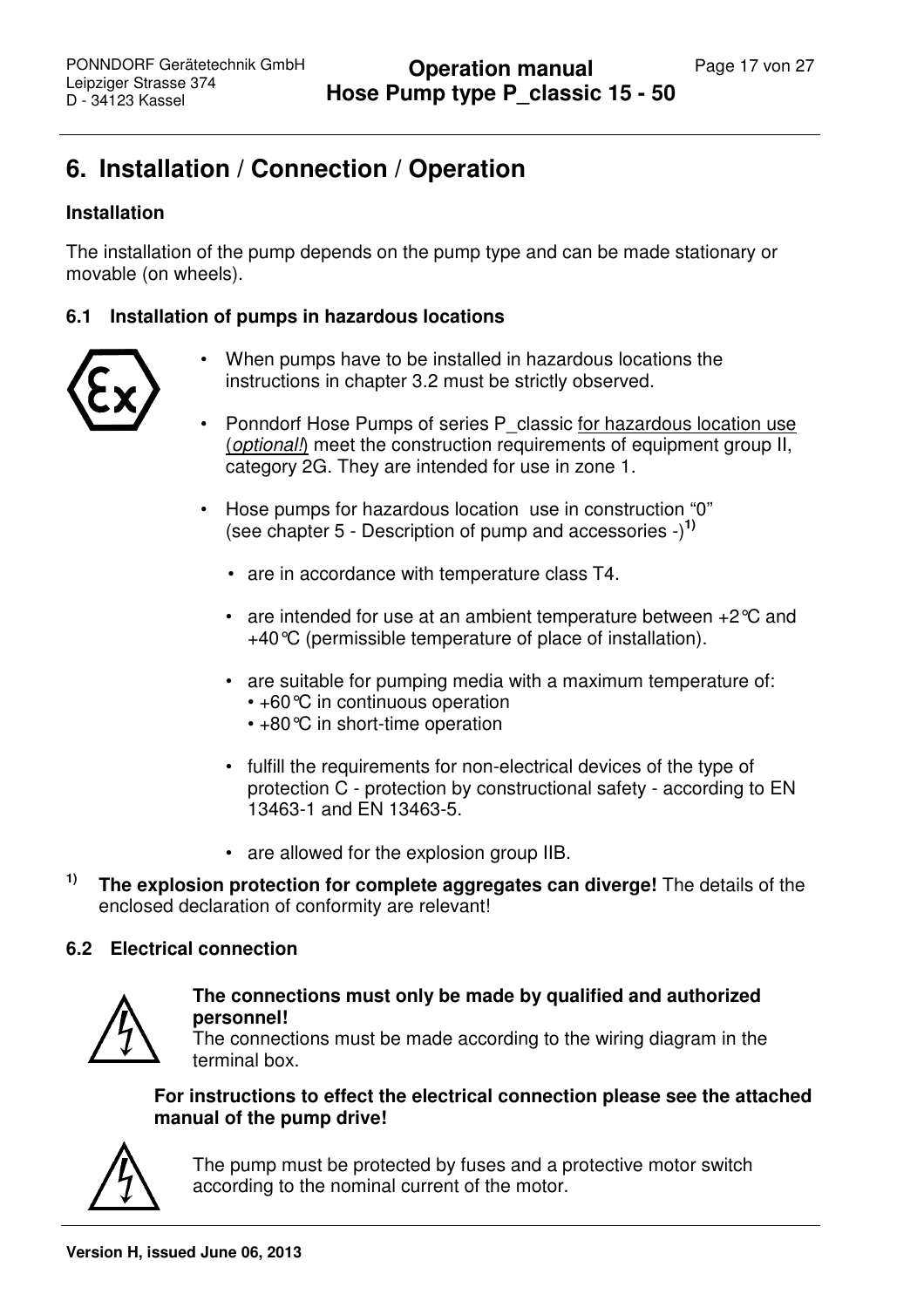# 6. Installation / Connection / Operation

**Installation**

The installation of the pump depends on the pump type and can be made stationary or movable (on wheels).

### 6.1 Installation of pumps in hazardous locations

- When pumps have to be installed in hazardous locations the instructions in chapter 3.2 must be strictly observed.
- Ponndorf Hose Pumps of series P_classic for hazardous location use (*optional!*) meet the construction requirements of equipment group II, category 2G. They are intended for use in zone 1.
- Hose pumps for hazardous location use in construction "0" (see chapter 5 - Description of pump and accessories -)[1)]
  - are in accordance with temperature class T4.
  - are intended for use at an ambient temperature between +2°C and +40°C (permissible temperature of place of installation).
  - are suitable for pumping media with a maximum temperature of:
    - +60°C in continuous operation
    - +80°C in short-time operation
  - fulfill the requirements for non-electrical devices of the type of protection C - protection by constructional safety - according to EN 13463-1 and EN 13463-5.
  - are allowed for the explosion group IIB.

[1)] **The explosion protection for complete aggregates can diverge!** The details of the enclosed declaration of conformity are relevant!

### 6.2 Electrical connection

**The connections must only be made by qualified and authorized personnel!**
The connections must be made according to the wiring diagram in the terminal box.

**For instructions to effect the electrical connection please see the attached manual of the pump drive!**

The pump must be protected by fuses and a protective motor switch according to the nominal current of the motor.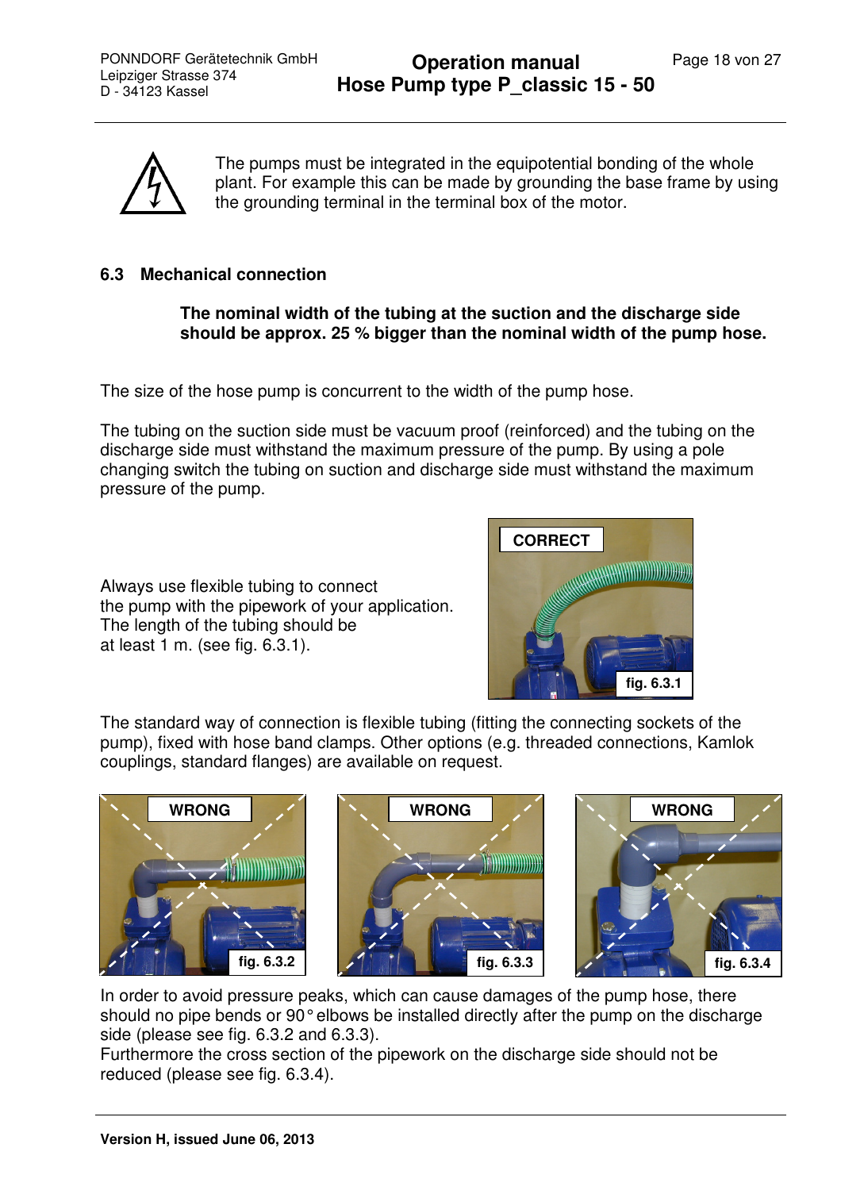The pumps must be integrated in the equipotential bonding of the whole plant. For example this can be made by grounding the base frame by using the grounding terminal in the terminal box of the motor.

## 6.3 Mechanical connection

**The nominal width of the tubing at the suction and the discharge side should be approx. 25 % bigger than the nominal width of the pump hose.**

The size of the hose pump is concurrent to the width of the pump hose.

The tubing on the suction side must be vacuum proof (reinforced) and the tubing on the discharge side must withstand the maximum pressure of the pump. By using a pole changing switch the tubing on suction and discharge side must withstand the maximum pressure of the pump.

Always use flexible tubing to connect the pump with the pipework of your application. The length of the tubing should be at least 1 m. (see fig. 6.3.1).

CORRECT

fig. 6.3.1

The standard way of connection is flexible tubing (fitting the connecting sockets of the pump), fixed with hose band clamps. Other options (e.g. threaded connections, Kamlok couplings, standard flanges) are available on request.

WRONG

fig. 6.3.2

WRONG

fig. 6.3.3

WRONG

fig. 6.3.4

In order to avoid pressure peaks, which can cause damages of the pump hose, there should no pipe bends or 90° elbows be installed directly after the pump on the discharge side (please see fig. 6.3.2 and 6.3.3).
Furthermore the cross section of the pipework on the discharge side should not be reduced (please see fig. 6.3.4).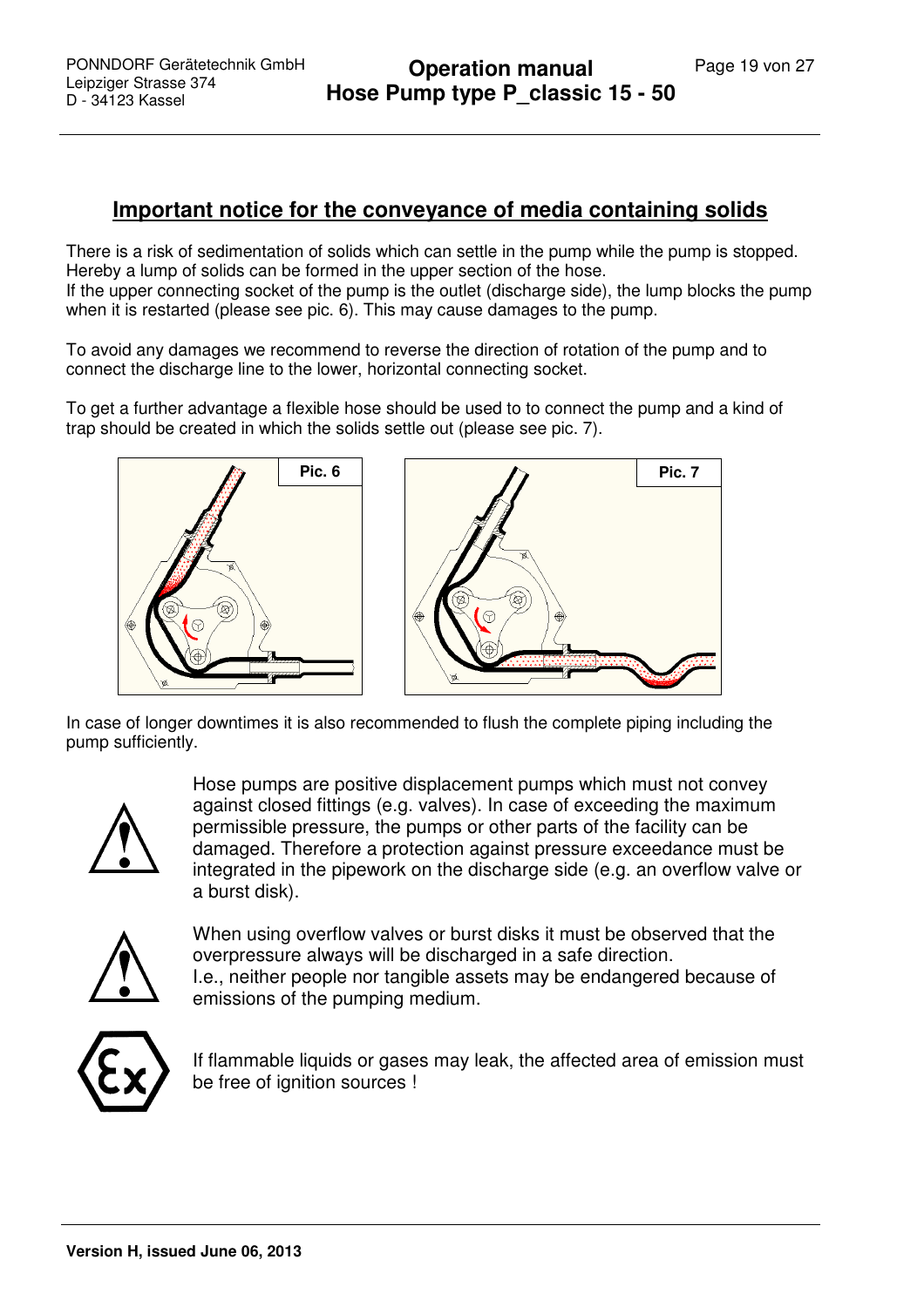## Important notice for the conveyance of media containing solids

There is a risk of sedimentation of solids which can settle in the pump while the pump is stopped. Hereby a lump of solids can be formed in the upper section of the hose.
If the upper connecting socket of the pump is the outlet (discharge side), the lump blocks the pump when it is restarted (please see pic. 6). This may cause damages to the pump.

To avoid any damages we recommend to reverse the direction of rotation of the pump and to connect the discharge line to the lower, horizontal connecting socket.

To get a further advantage a flexible hose should be used to to connect the pump and a kind of trap should be created in which the solids settle out (please see pic. 7).

Pic. 6

Pic. 7

In case of longer downtimes it is also recommended to flush the complete piping including the pump sufficiently.

Hose pumps are positive displacement pumps which must not convey against closed fittings (e.g. valves). In case of exceeding the maximum permissible pressure, the pumps or other parts of the facility can be damaged. Therefore a protection against pressure exceedance must be integrated in the pipework on the discharge side (e.g. an overflow valve or a burst disk).

When using overflow valves or burst disks it must be observed that the overpressure always will be discharged in a safe direction.
I.e., neither people nor tangible assets may be endangered because of emissions of the pumping medium.

If flammable liquids or gases may leak, the affected area of emission must be free of ignition sources !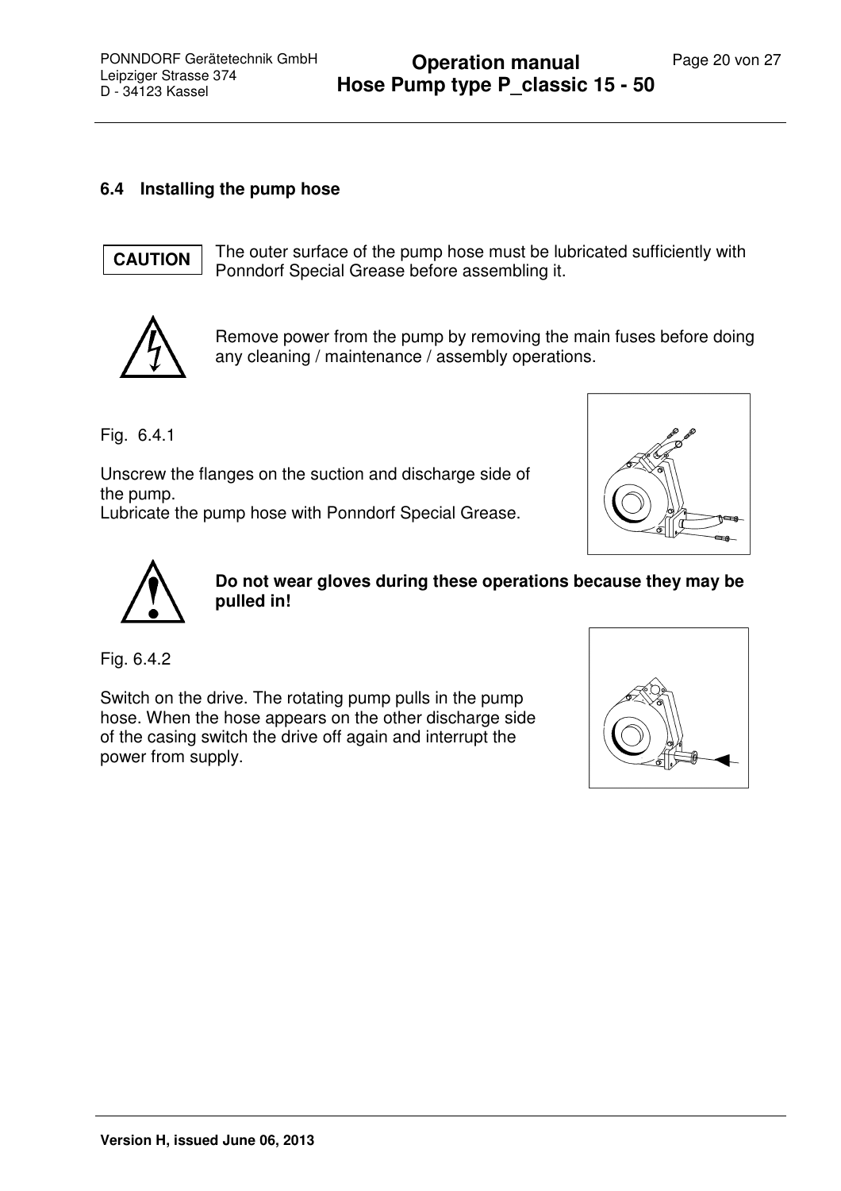## 6.4 Installing the pump hose

**CAUTION** The outer surface of the pump hose must be lubricated sufficiently with Ponndorf Special Grease before assembling it.

Remove power from the pump by removing the main fuses before doing any cleaning / maintenance / assembly operations.

Fig. 6.4.1

Unscrew the flanges on the suction and discharge side of the pump.
Lubricate the pump hose with Ponndorf Special Grease.

**Do not wear gloves during these operations because they may be pulled in!**

Fig. 6.4.2

Switch on the drive. The rotating pump pulls in the pump hose. When the hose appears on the other discharge side of the casing switch the drive off again and interrupt the power from supply.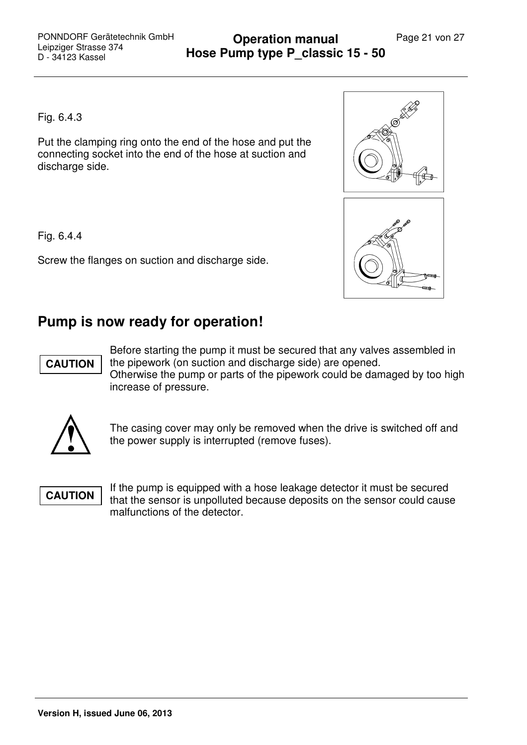Fig. 6.4.3

Put the clamping ring onto the end of the hose and put the connecting socket into the end of the hose at suction and discharge side.

Fig. 6.4.4

Screw the flanges on suction and discharge side.

## Pump is now ready for operation!

**CAUTION**

Before starting the pump it must be secured that any valves assembled in the pipework (on suction and discharge side) are opened.
Otherwise the pump or parts of the pipework could be damaged by too high increase of pressure.

The casing cover may only be removed when the drive is switched off and the power supply is interrupted (remove fuses).

**CAUTION**

If the pump is equipped with a hose leakage detector it must be secured that the sensor is unpolluted because deposits on the sensor could cause malfunctions of the detector.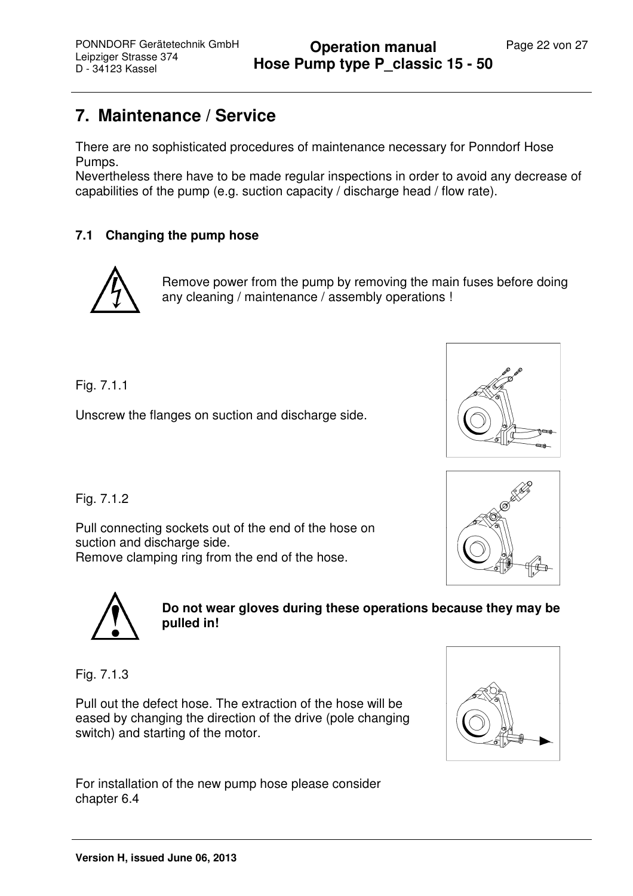# 7. Maintenance / Service

There are no sophisticated procedures of maintenance necessary for Ponndorf Hose Pumps.
Nevertheless there have to be made regular inspections in order to avoid any decrease of capabilities of the pump (e.g. suction capacity / discharge head / flow rate).

## 7.1 Changing the pump hose

Remove power from the pump by removing the main fuses before doing any cleaning / maintenance / assembly operations !

Fig. 7.1.1

Unscrew the flanges on suction and discharge side.

Fig. 7.1.2

Pull connecting sockets out of the end of the hose on suction and discharge side.
Remove clamping ring from the end of the hose.

**Do not wear gloves during these operations because they may be pulled in!**

Fig. 7.1.3

Pull out the defect hose. The extraction of the hose will be eased by changing the direction of the drive (pole changing switch) and starting of the motor.

For installation of the new pump hose please consider chapter 6.4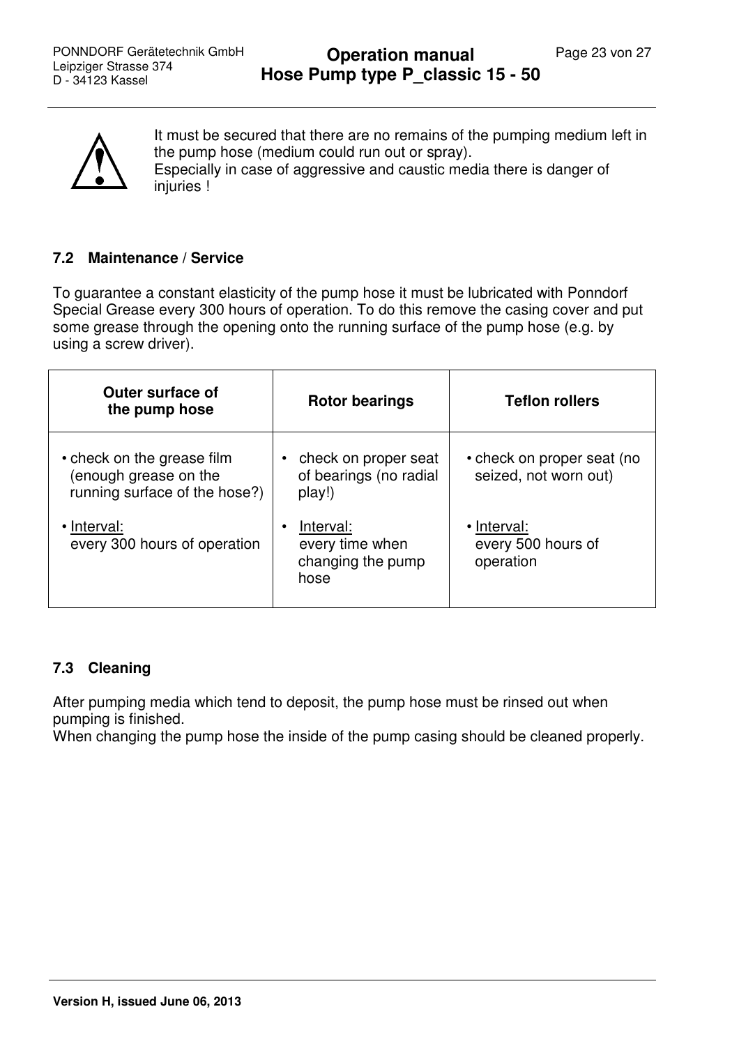It must be secured that there are no remains of the pumping medium left in the pump hose (medium could run out or spray).
Especially in case of aggressive and caustic media there is danger of injuries !

### 7.2 Maintenance / Service

To guarantee a constant elasticity of the pump hose it must be lubricated with Ponndorf Special Grease every 300 hours of operation. To do this remove the casing cover and put some grease through the opening onto the running surface of the pump hose (e.g. by using a screw driver).

| Outer surface of the pump hose | Rotor bearings | Teflon rollers |
|---|---|---|
| • check on the grease film (enough grease on the running surface of the hose?)<br><br>• Interval:<br>every 300 hours of operation | • check on proper seat of bearings (no radial play!)<br><br>• Interval:<br>every time when changing the pump hose | • check on proper seat (no seized, not worn out)<br><br>• Interval:<br>every 500 hours of operation |

### 7.3 Cleaning

After pumping media which tend to deposit, the pump hose must be rinsed out when pumping is finished.
When changing the pump hose the inside of the pump casing should be cleaned properly.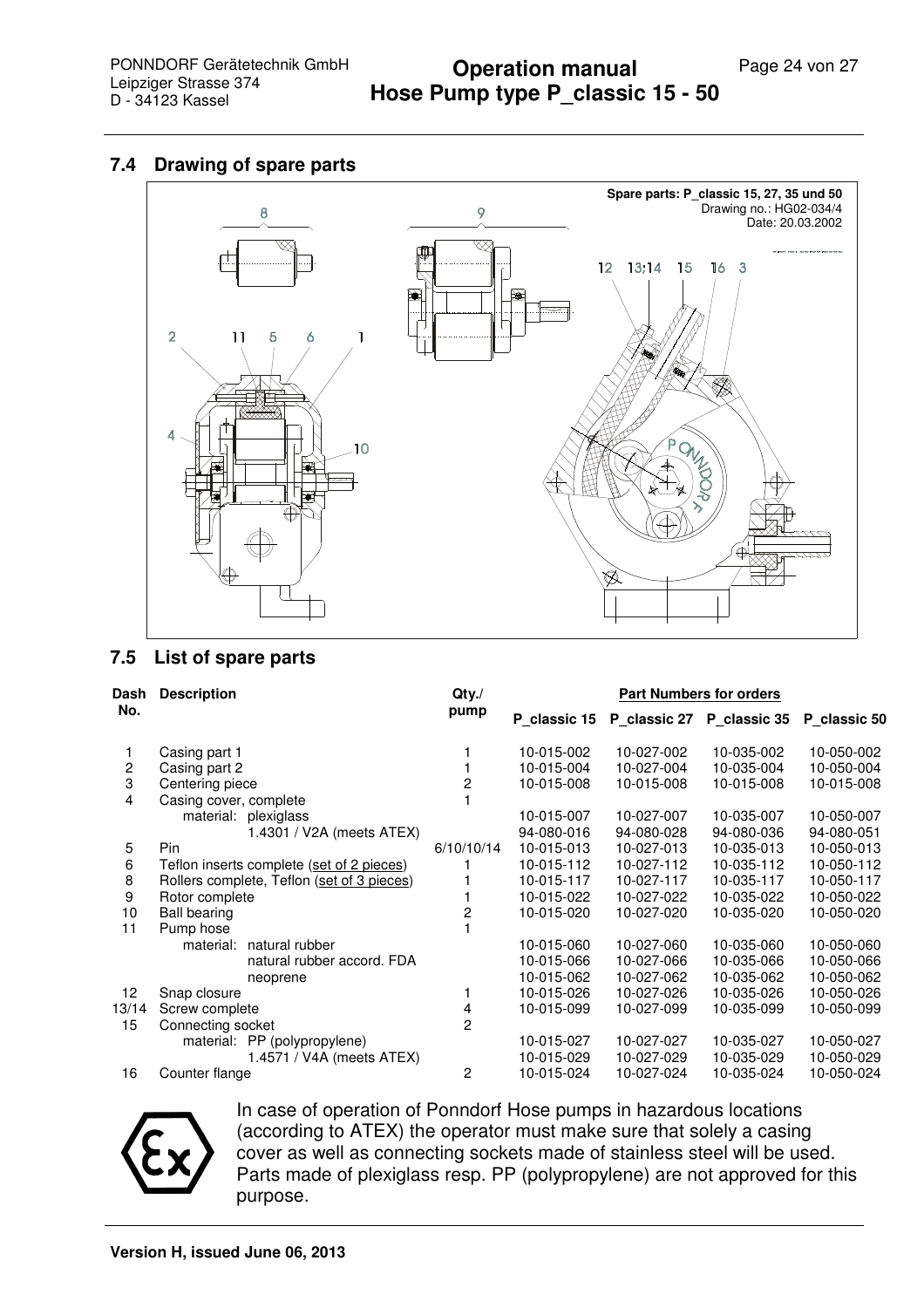## 7.4 Drawing of spare parts

**Spare parts: P_classic 15, 27, 35 und 50**
Drawing no.: HG02-034/4
Date: 20.03.2002

## 7.5 List of spare parts

| Dash No. | Description | Qty./ pump | Part Numbers for orders | | | |
|---|---|---|---|---|---|---|
| | | | P_classic 15 | P_classic 27 | P_classic 35 | P_classic 50 |
| 1 | Casing part 1 | 1 | 10-015-002 | 10-027-002 | 10-035-002 | 10-050-002 |
| 2 | Casing part 2 | 1 | 10-015-004 | 10-027-004 | 10-035-004 | 10-050-004 |
| 3 | Centering piece | 2 | 10-015-008 | 10-015-008 | 10-015-008 | 10-015-008 |
| 4 | Casing cover, complete | 1 | | | | |
| | material: plexiglass | | 10-015-007 | 10-027-007 | 10-035-007 | 10-050-007 |
| | 1.4301 / V2A (meets ATEX) | | 94-080-016 | 94-080-028 | 94-080-036 | 94-080-051 |
| 5 | Pin | 6/10/10/14 | 10-015-013 | 10-027-013 | 10-035-013 | 10-050-013 |
| 6 | Teflon inserts complete (set of 2 pieces) | 1 | 10-015-112 | 10-027-112 | 10-035-112 | 10-050-112 |
| 8 | Rollers complete, Teflon (set of 3 pieces) | 1 | 10-015-117 | 10-027-117 | 10-035-117 | 10-050-117 |
| 9 | Rotor complete | 1 | 10-015-022 | 10-027-022 | 10-035-022 | 10-050-022 |
| 10 | Ball bearing | 2 | 10-015-020 | 10-027-020 | 10-035-020 | 10-050-020 |
| 11 | Pump hose | 1 | | | | |
| | material: natural rubber | | 10-015-060 | 10-027-060 | 10-035-060 | 10-050-060 |
| | natural rubber accord. FDA | | 10-015-066 | 10-027-066 | 10-035-066 | 10-050-066 |
| | neoprene | | 10-015-062 | 10-027-062 | 10-035-062 | 10-050-062 |
| 12 | Snap closure | 1 | 10-015-026 | 10-027-026 | 10-035-026 | 10-050-026 |
| 13/14 | Screw complete | 4 | 10-015-099 | 10-027-099 | 10-035-099 | 10-050-099 |
| 15 | Connecting socket | 2 | | | | |
| | material: PP (polypropylene) | | 10-015-027 | 10-027-027 | 10-035-027 | 10-050-027 |
| | 1.4571 / V4A (meets ATEX) | | 10-015-029 | 10-027-029 | 10-035-029 | 10-050-029 |
| 16 | Counter flange | 2 | 10-015-024 | 10-027-024 | 10-035-024 | 10-050-024 |

In case of operation of Ponndorf Hose pumps in hazardous locations (according to ATEX) the operator must make sure that solely a casing cover as well as connecting sockets made of stainless steel will be used. Parts made of plexiglass resp. PP (polypropylene) are not approved for this purpose.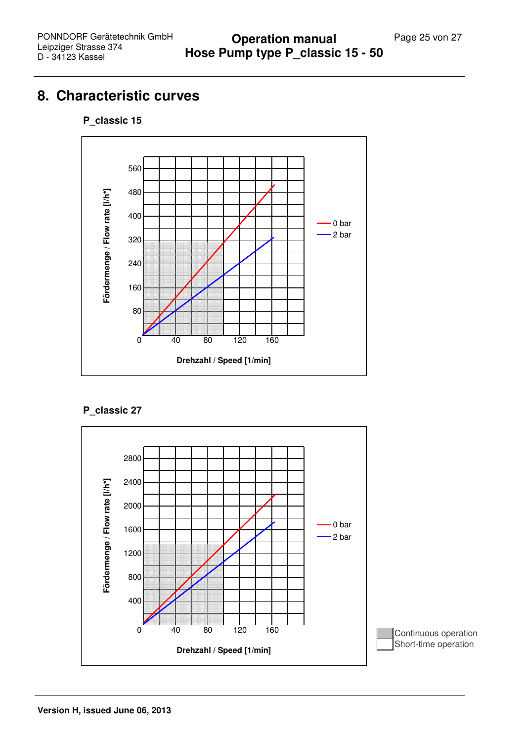# 8. Characteristic curves

### P_classic 15

Fördermenge / Flow rate [l/h*]

560
480
400
320
240
160
80
0

40 80 120 160

Drehzahl / Speed [1/min]

- 0 bar
- 2 bar

### P_classic 27

Fördermenge / Flow rate [l/h*]

2800
2400
2000
1600
1200
800
400
0

40 80 120 160

Drehzahl / Speed [1/min]

- 0 bar
- 2 bar

Continuous operation
Short-time operation

**Version H, issued June 06, 2013**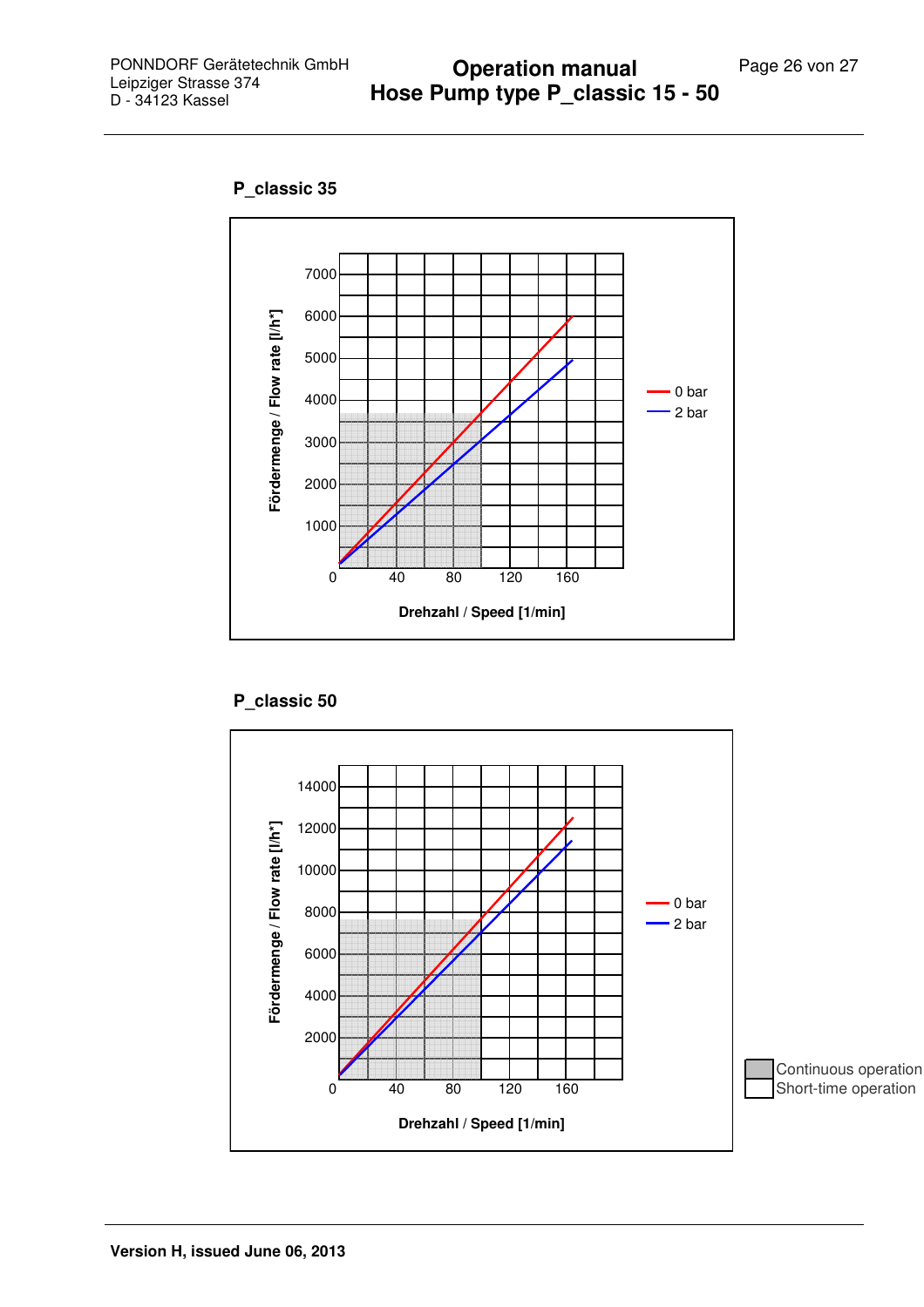## P_classic 35

Fördermenge / Flow rate [l/h*]

7000
6000
5000
4000
3000
2000
1000

0 40 80 120 160

Drehzahl / Speed [1/min]

0 bar
2 bar

## P_classic 50

Fördermenge / Flow rate [l/h*]

14000
12000
10000
8000
6000
4000
2000

0 40 80 120 160

Drehzahl / Speed [1/min]

0 bar
2 bar

Continuous operation
Short-time operation

**Version H, issued June 06, 2013**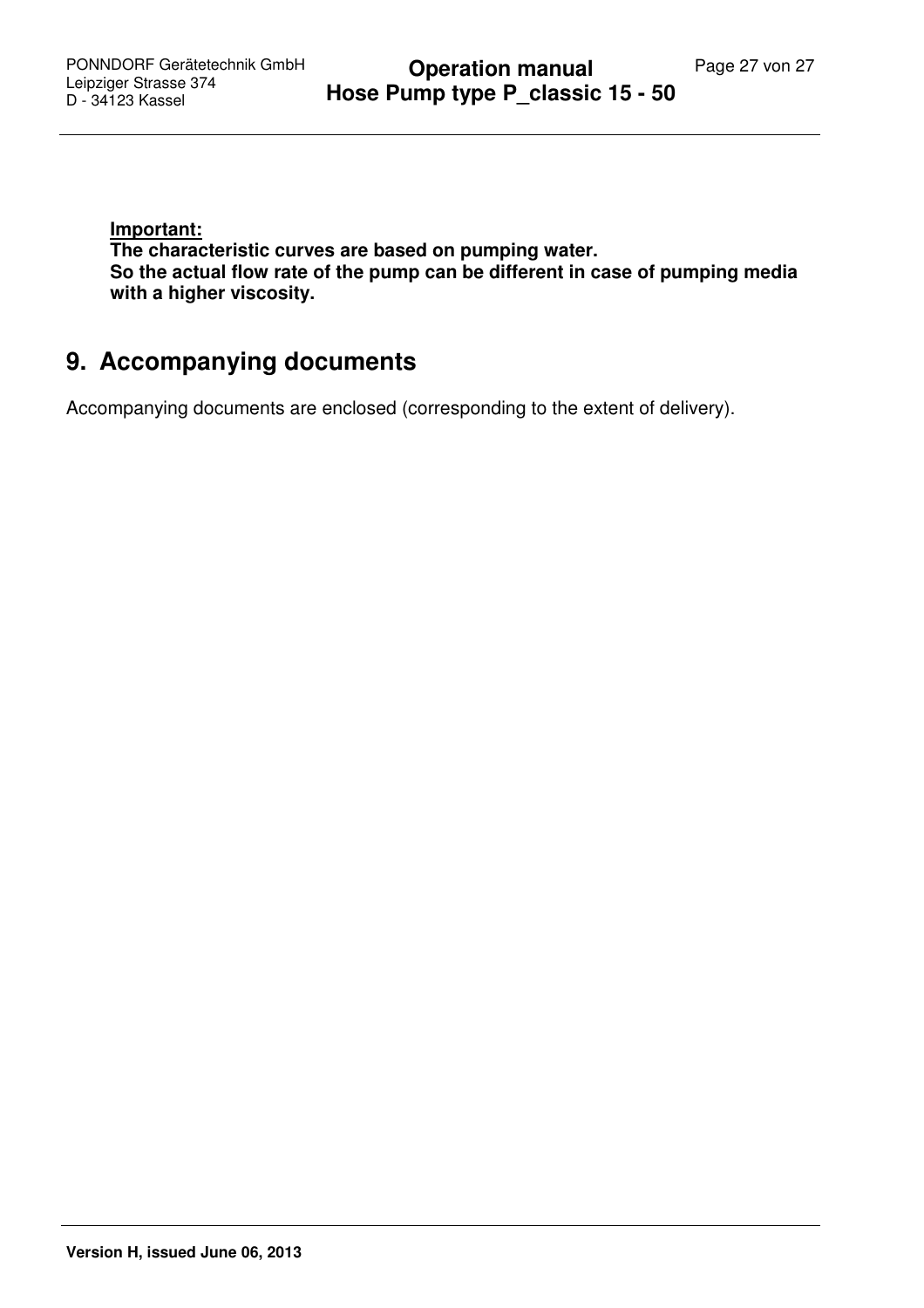**Important:**
**The characteristic curves are based on pumping water.**
**So the actual flow rate of the pump can be different in case of pumping media with a higher viscosity.**

## 9. Accompanying documents

Accompanying documents are enclosed (corresponding to the extent of delivery).